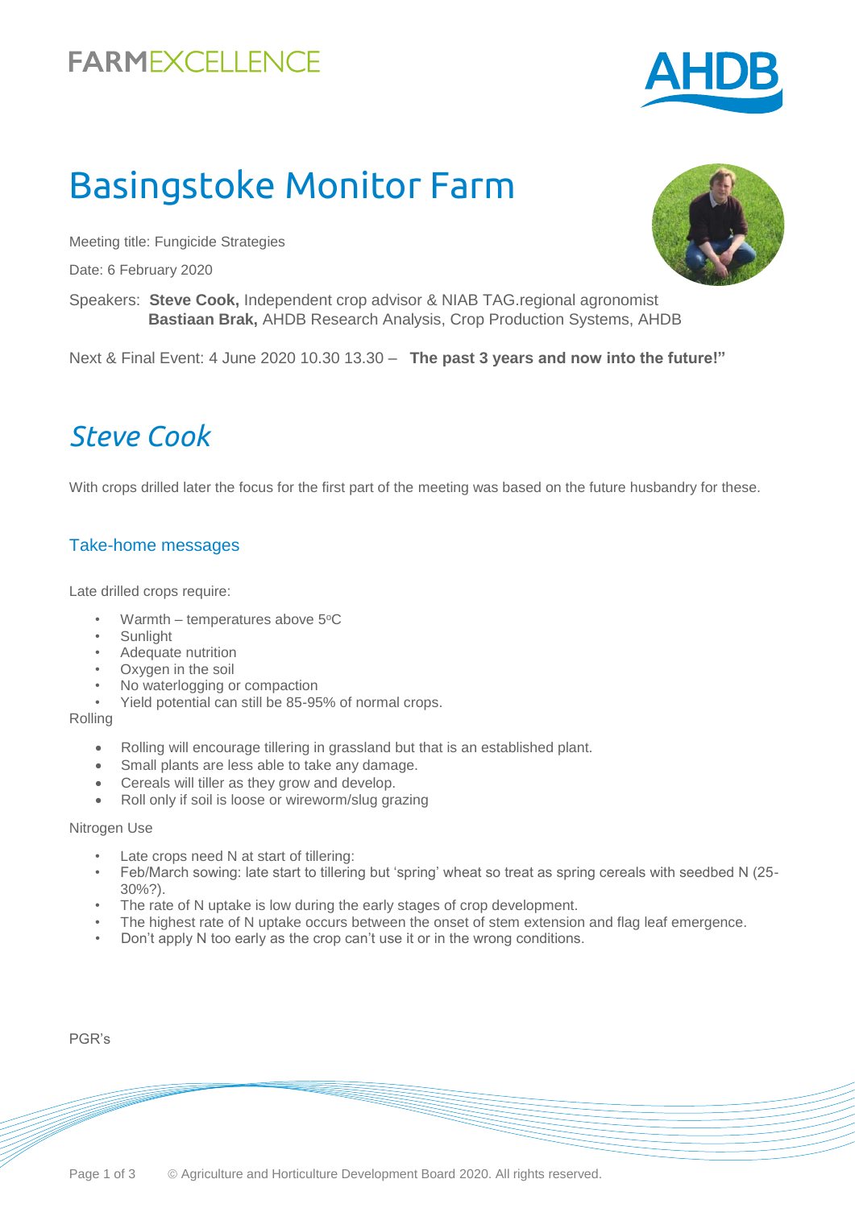FARMEXCELLENCE

# Basingstoke Monitor Farm

Meeting title: Fungicide Strategies

Date: 6 February 2020

Speakers: **Steve Cook,** Independent crop advisor & NIAB TAG.regional agronomist
**Bastiaan Brak,** AHDB Research Analysis, Crop Production Systems, AHDB

Next & Final Event: 4 June 2020 10.30 13.30 – **The past 3 years and now into the future!"**

## *Steve Cook*

With crops drilled later the focus for the first part of the meeting was based on the future husbandry for these.

### Take-home messages

Late drilled crops require:

- Warmth – temperatures above 5$^{o}$C
- Sunlight
- Adequate nutrition
- Oxygen in the soil
- No waterlogging or compaction
- Yield potential can still be 85-95% of normal crops.

Rolling

- Rolling will encourage tillering in grassland but that is an established plant.
- Small plants are less able to take any damage.
- Cereals will tiller as they grow and develop.
- Roll only if soil is loose or wireworm/slug grazing

Nitrogen Use

- Late crops need N at start of tillering:
- Feb/March sowing: late start to tillering but 'spring' wheat so treat as spring cereals with seedbed N (25-30%?).
- The rate of N uptake is low during the early stages of crop development.
- The highest rate of N uptake occurs between the onset of stem extension and flag leaf emergence.
- Don't apply N too early as the crop can't use it or in the wrong conditions.

PGR's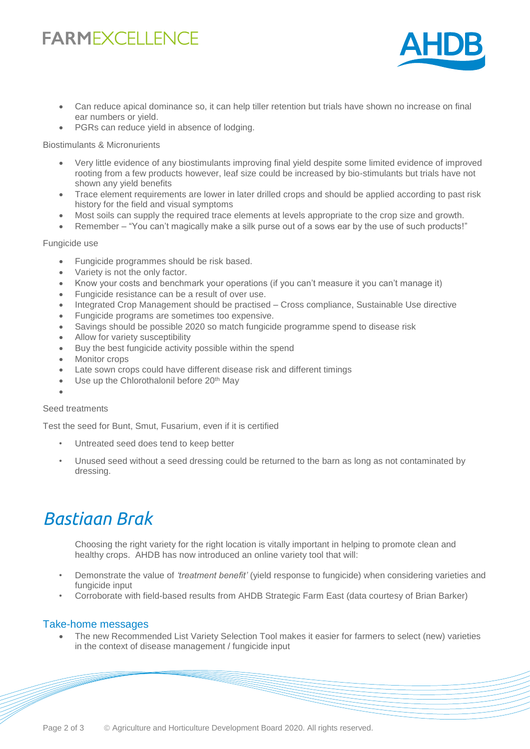- Can reduce apical dominance so, it can help tiller retention but trials have shown no increase on final ear numbers or yield.
- PGRs can reduce yield in absence of lodging.

Biostimulants & Micronurients

- Very little evidence of any biostimulants improving final yield despite some limited evidence of improved rooting from a few products however, leaf size could be increased by bio-stimulants but trials have not shown any yield benefits
- Trace element requirements are lower in later drilled crops and should be applied according to past risk history for the field and visual symptoms
- Most soils can supply the required trace elements at levels appropriate to the crop size and growth.
- Remember – "You can't magically make a silk purse out of a sows ear by the use of such products!"

Fungicide use

- Fungicide programmes should be risk based.
- Variety is not the only factor.
- Know your costs and benchmark your operations (if you can't measure it you can't manage it)
- Fungicide resistance can be a result of over use.
- Integrated Crop Management should be practised – Cross compliance, Sustainable Use directive
- Fungicide programs are sometimes too expensive.
- Savings should be possible 2020 so match fungicide programme spend to disease risk
- Allow for variety susceptibility
- Buy the best fungicide activity possible within the spend
- Monitor crops
- Late sown crops could have different disease risk and different timings
- Use up the Chlorothalonil before 20th May
- 

Seed treatments

Test the seed for Bunt, Smut, Fusarium, even if it is certified

- Untreated seed does tend to keep better
- Unused seed without a seed dressing could be returned to the barn as long as not contaminated by dressing.

# *Bastiaan Brak*

Choosing the right variety for the right location is vitally important in helping to promote clean and healthy crops. AHDB has now introduced an online variety tool that will:

- Demonstrate the value of *'treatment benefit'* (yield response to fungicide) when considering varieties and fungicide input
- Corroborate with field-based results from AHDB Strategic Farm East (data courtesy of Brian Barker)

## Take-home messages

- The new Recommended List Variety Selection Tool makes it easier for farmers to select (new) varieties in the context of disease management / fungicide input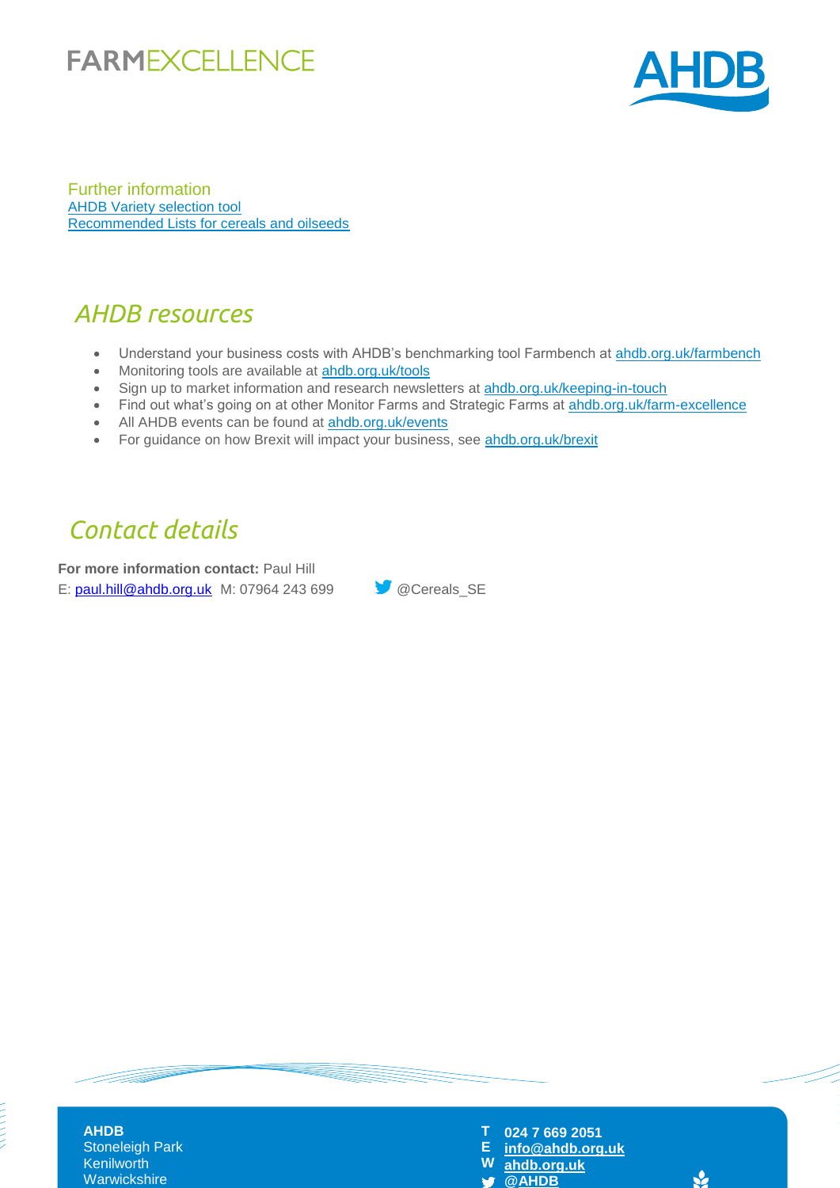Further information
[AHDB Variety selection tool]
[Recommended Lists for cereals and oilseeds]

## AHDB resources

- Understand your business costs with AHDB's benchmarking tool Farmbench at ahdb.org.uk/farmbench
- Monitoring tools are available at ahdb.org.uk/tools
- Sign up to market information and research newsletters at ahdb.org.uk/keeping-in-touch
- Find out what's going on at other Monitor Farms and Strategic Farms at ahdb.org.uk/farm-excellence
- All AHDB events can be found at ahdb.org.uk/events
- For guidance on how Brexit will impact your business, see ahdb.org.uk/brexit

## Contact details

**For more information contact:** Paul Hill
E: paul.hill@ahdb.org.uk M: 07964 243 699 @Cereals_SE

**AHDB**
Stoneleigh Park
Kenilworth
Warwickshire

**T** 024 7 669 2051
**E** info@ahdb.org.uk
**W** ahdb.org.uk
@AHDB